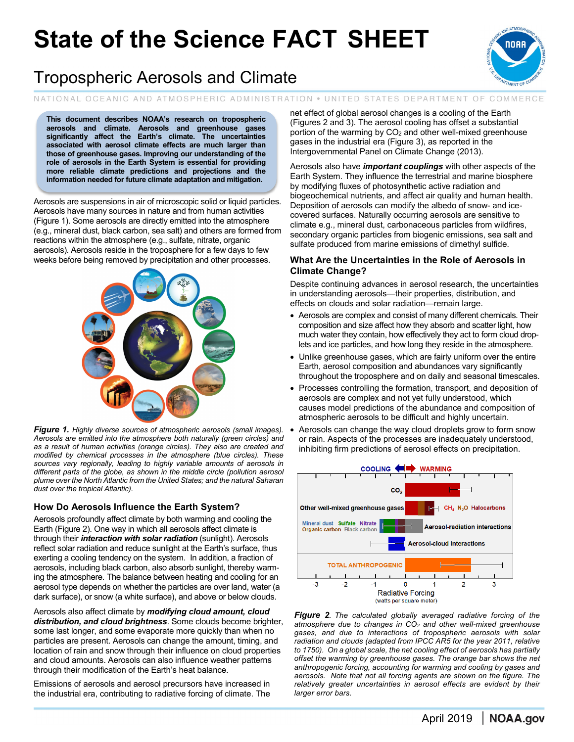# State of the Science FACT SHEET

## Tropospheric Aerosols and Climate

NATIONAL OCEANIC AND ATMOSPHERIC ADMINISTRATION • UNITED STATES DEPARTMENT OF COMMERCE

**This document describes NOAA's research on tropospheric aerosols and climate. Aerosols and greenhouse gases significantly affect the Earth's climate. The uncertainties associated with aerosol climate effects are much larger than those of greenhouse gases. Improving our understanding of the role of aerosols in the Earth System is essential for providing more reliable climate predictions and projections and the information needed for future climate adaptation and mitigation.**

Aerosols are suspensions in air of microscopic solid or liquid particles. Aerosols have many sources in nature and from human activities (Figure 1). Some aerosols are directly emitted into the atmosphere (e.g., mineral dust, black carbon, sea salt) and others are formed from reactions within the atmosphere (e.g., sulfate, nitrate, organic aerosols). Aerosols reside in the troposphere for a few days to few weeks before being removed by precipitation and other processes.

***Figure 1.*** *Highly diverse sources of atmospheric aerosols (small images). Aerosols are emitted into the atmosphere both naturally (green circles) and as a result of human activities (orange circles). They also are created and modified by chemical processes in the atmosphere (blue circles). These sources vary regionally, leading to highly variable amounts of aerosols in different parts of the globe, as shown in the middle circle (pollution aerosol plume over the North Atlantic from the United States; and the natural Saharan dust over the tropical Atlantic).*

### How Do Aerosols Influence the Earth System?

Aerosols profoundly affect climate by both warming and cooling the Earth (Figure 2). One way in which all aerosols affect climate is through their ***interaction with solar radiation*** (sunlight). Aerosols reflect solar radiation and reduce sunlight at the Earth's surface, thus exerting a cooling tendency on the system. In addition, a fraction of aerosols, including black carbon, also absorb sunlight, thereby warming the atmosphere. The balance between heating and cooling for an aerosol type depends on whether the particles are over land, water (a dark surface), or snow (a white surface), and above or below clouds.

Aerosols also affect climate by ***modifying cloud amount, cloud distribution, and cloud brightness***. Some clouds become brighter, some last longer, and some evaporate more quickly than when no particles are present. Aerosols can change the amount, timing, and location of rain and snow through their influence on cloud properties and cloud amounts. Aerosols can also influence weather patterns through their modification of the Earth's heat balance.

Emissions of aerosols and aerosol precursors have increased in the industrial era, contributing to radiative forcing of climate. The net effect of global aerosol changes is a cooling of the Earth (Figures 2 and 3). The aerosol cooling has offset a substantial portion of the warming by $CO_2$ and other well-mixed greenhouse gases in the industrial era (Figure 3), as reported in the Intergovernmental Panel on Climate Change (2013).

Aerosols also have ***important couplings*** with other aspects of the Earth System. They influence the terrestrial and marine biosphere by modifying fluxes of photosynthetic active radiation and biogeochemical nutrients, and affect air quality and human health. Deposition of aerosols can modify the albedo of snow- and ice-covered surfaces. Naturally occurring aerosols are sensitive to climate e.g., mineral dust, carbonaceous particles from wildfires, secondary organic particles from biogenic emissions, sea salt and sulfate produced from marine emissions of dimethyl sulfide.

### What Are the Uncertainties in the Role of Aerosols in Climate Change?

Despite continuing advances in aerosol research, the uncertainties in understanding aerosols—their properties, distribution, and effects on clouds and solar radiation—remain large.

- Aerosols are complex and consist of many different chemicals. Their composition and size affect how they absorb and scatter light, how much water they contain, how effectively they act to form cloud droplets and ice particles, and how long they reside in the atmosphere.
- Unlike greenhouse gases, which are fairly uniform over the entire Earth, aerosol composition and abundances vary significantly throughout the troposphere and on daily and seasonal timescales.
- Processes controlling the formation, transport, and deposition of aerosols are complex and not yet fully understood, which causes model predictions of the abundance and composition of atmospheric aerosols to be difficult and highly uncertain.
- Aerosols can change the way cloud droplets grow to form snow or rain. Aspects of the processes are inadequately understood, inhibiting firm predictions of aerosol effects on precipitation.

***Figure 2.*** *The calculated globally averaged radiative forcing of the atmosphere due to changes in $CO_2$ and other well-mixed greenhouse gases, and due to interactions of tropospheric aerosols with solar radiation and clouds (adapted from IPCC AR5 for the year 2011, relative to 1750). On a global scale, the net cooling effect of aerosols has partially offset the warming by greenhouse gases. The orange bar shows the net anthropogenic forcing, accounting for warming and cooling by gases and aerosols. Note that not all forcing agents are shown on the figure. The relatively greater uncertainties in aerosol effects are evident by their larger error bars.*

April 2019 | NOAA.gov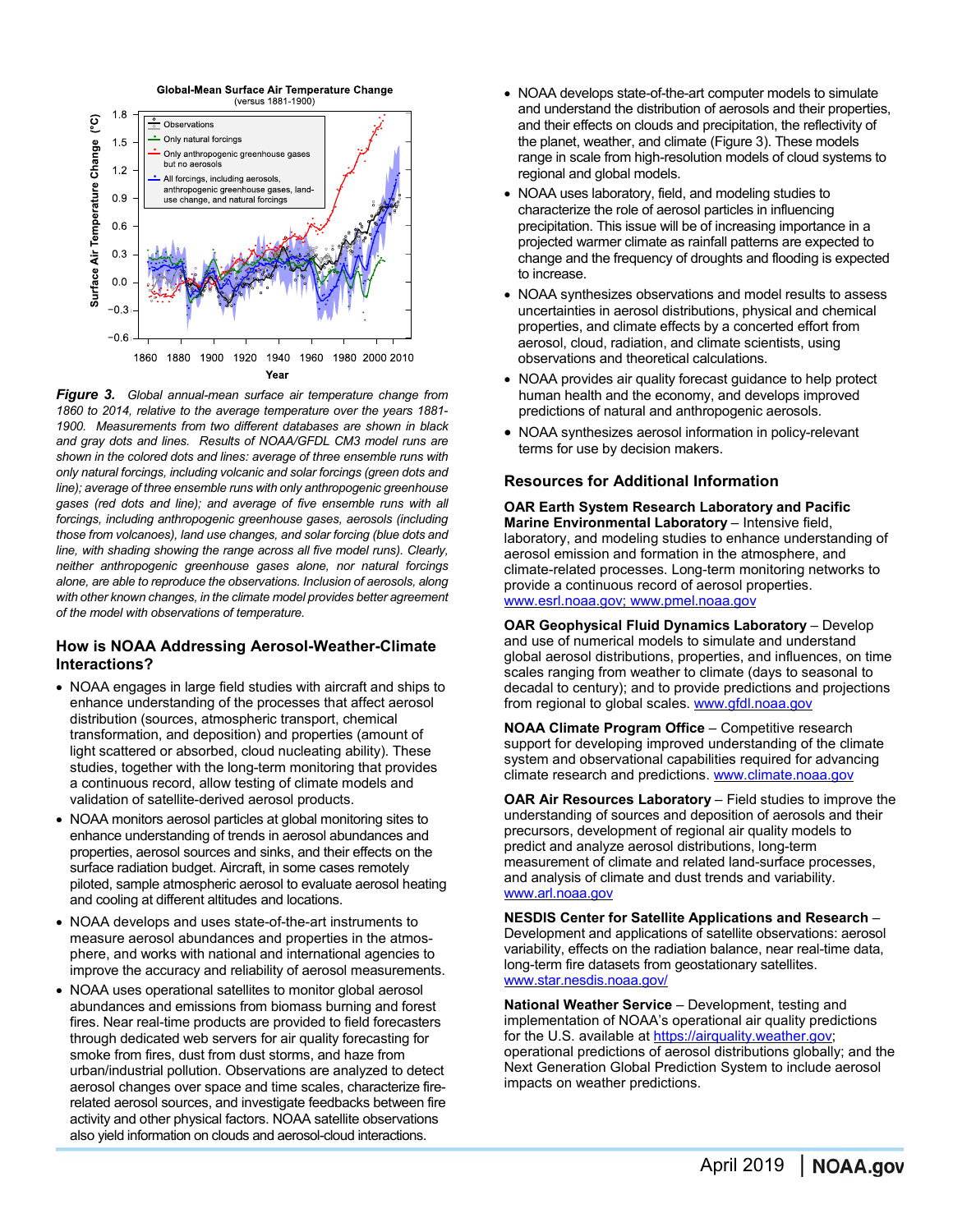Global-Mean Surface Air Temperature Change
(versus 1881-1900)

Surface Air Temperature Change (°C)

1.8
1.5
1.2
0.9
0.6
0.3
0.0
−0.3
−0.6

1860 1880 1900 1920 1940 1960 1980 2000 2010

Year

Observations
Only natural forcings
Only anthropogenic greenhouse gases but no aerosols
All forcings, including aerosols, anthropogenic greenhouse gases, land-use change, and natural forcings

***Figure 3.*** *Global annual-mean surface air temperature change from 1860 to 2014, relative to the average temperature over the years 1881-1900. Measurements from two different databases are shown in black and gray dots and lines. Results of NOAA/GFDL CM3 model runs are shown in the colored dots and lines: average of three ensemble runs with only natural forcings, including volcanic and solar forcings (green dots and line); average of three ensemble runs with only anthropogenic greenhouse gases (red dots and line); and average of five ensemble runs with all forcings, including anthropogenic greenhouse gases, aerosols (including those from volcanoes), land use changes, and solar forcing (blue dots and line, with shading showing the range across all five model runs). Clearly, neither anthropogenic greenhouse gases alone, nor natural forcings alone, are able to reproduce the observations. Inclusion of aerosols, along with other known changes, in the climate model provides better agreement of the model with observations of temperature.*

## How is NOAA Addressing Aerosol-Weather-Climate Interactions?

- NOAA engages in large field studies with aircraft and ships to enhance understanding of the processes that affect aerosol distribution (sources, atmospheric transport, chemical transformation, and deposition) and properties (amount of light scattered or absorbed, cloud nucleating ability). These studies, together with the long-term monitoring that provides a continuous record, allow testing of climate models and validation of satellite-derived aerosol products.
- NOAA monitors aerosol particles at global monitoring sites to enhance understanding of trends in aerosol abundances and properties, aerosol sources and sinks, and their effects on the surface radiation budget. Aircraft, in some cases remotely piloted, sample atmospheric aerosol to evaluate aerosol heating and cooling at different altitudes and locations.
- NOAA develops and uses state-of-the-art instruments to measure aerosol abundances and properties in the atmosphere, and works with national and international agencies to improve the accuracy and reliability of aerosol measurements.
- NOAA uses operational satellites to monitor global aerosol abundances and emissions from biomass burning and forest fires. Near real-time products are provided to field forecasters through dedicated web servers for air quality forecasting for smoke from fires, dust from dust storms, and haze from urban/industrial pollution. Observations are analyzed to detect aerosol changes over space and time scales, characterize fire-related aerosol sources, and investigate feedbacks between fire activity and other physical factors. NOAA satellite observations also yield information on clouds and aerosol-cloud interactions.
- NOAA develops state-of-the-art computer models to simulate and understand the distribution of aerosols and their properties, and their effects on clouds and precipitation, the reflectivity of the planet, weather, and climate (Figure 3). These models range in scale from high-resolution models of cloud systems to regional and global models.
- NOAA uses laboratory, field, and modeling studies to characterize the role of aerosol particles in influencing precipitation. This issue will be of increasing importance in a projected warmer climate as rainfall patterns are expected to change and the frequency of droughts and flooding is expected to increase.
- NOAA synthesizes observations and model results to assess uncertainties in aerosol distributions, physical and chemical properties, and climate effects by a concerted effort from aerosol, cloud, radiation, and climate scientists, using observations and theoretical calculations.
- NOAA provides air quality forecast guidance to help protect human health and the economy, and develops improved predictions of natural and anthropogenic aerosols.
- NOAA synthesizes aerosol information in policy-relevant terms for use by decision makers.

## Resources for Additional Information

**OAR Earth System Research Laboratory and Pacific Marine Environmental Laboratory** – Intensive field, laboratory, and modeling studies to enhance understanding of aerosol emission and formation in the atmosphere, and climate-related processes. Long-term monitoring networks to provide a continuous record of aerosol properties. www.esrl.noaa.gov; www.pmel.noaa.gov

**OAR Geophysical Fluid Dynamics Laboratory** – Develop and use of numerical models to simulate and understand global aerosol distributions, properties, and influences, on time scales ranging from weather to climate (days to seasonal to decadal to century); and to provide predictions and projections from regional to global scales. www.gfdl.noaa.gov

**NOAA Climate Program Office** – Competitive research support for developing improved understanding of the climate system and observational capabilities required for advancing climate research and predictions. www.climate.noaa.gov

**OAR Air Resources Laboratory** – Field studies to improve the understanding of sources and deposition of aerosols and their precursors, development of regional air quality models to predict and analyze aerosol distributions, long-term measurement of climate and related land-surface processes, and analysis of climate and dust trends and variability. www.arl.noaa.gov

**NESDIS Center for Satellite Applications and Research** – Development and applications of satellite observations: aerosol variability, effects on the radiation balance, near real-time data, long-term fire datasets from geostationary satellites. www.star.nesdis.noaa.gov/

**National Weather Service** – Development, testing and implementation of NOAA's operational air quality predictions for the U.S. available at https://airquality.weather.gov; operational predictions of aerosol distributions globally; and the Next Generation Global Prediction System to include aerosol impacts on weather predictions.

April 2019 | NOAA.gov